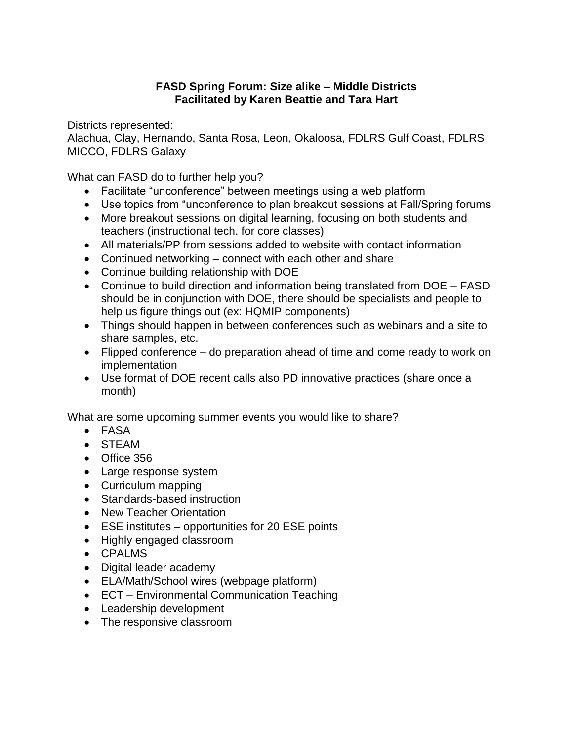**FASD Spring Forum: Size alike – Middle Districts**
**Facilitated by Karen Beattie and Tara Hart**

Districts represented:
Alachua, Clay, Hernando, Santa Rosa, Leon, Okaloosa, FDLRS Gulf Coast, FDLRS MICCO, FDLRS Galaxy

What can FASD do to further help you?

- Facilitate "unconference" between meetings using a web platform
- Use topics from "unconference to plan breakout sessions at Fall/Spring forums
- More breakout sessions on digital learning, focusing on both students and teachers (instructional tech. for core classes)
- All materials/PP from sessions added to website with contact information
- Continued networking – connect with each other and share
- Continue building relationship with DOE
- Continue to build direction and information being translated from DOE – FASD should be in conjunction with DOE, there should be specialists and people to help us figure things out (ex: HQMIP components)
- Things should happen in between conferences such as webinars and a site to share samples, etc.
- Flipped conference – do preparation ahead of time and come ready to work on implementation
- Use format of DOE recent calls also PD innovative practices (share once a month)

What are some upcoming summer events you would like to share?

- FASA
- STEAM
- Office 356
- Large response system
- Curriculum mapping
- Standards-based instruction
- New Teacher Orientation
- ESE institutes – opportunities for 20 ESE points
- Highly engaged classroom
- CPALMS
- Digital leader academy
- ELA/Math/School wires (webpage platform)
- ECT – Environmental Communication Teaching
- Leadership development
- The responsive classroom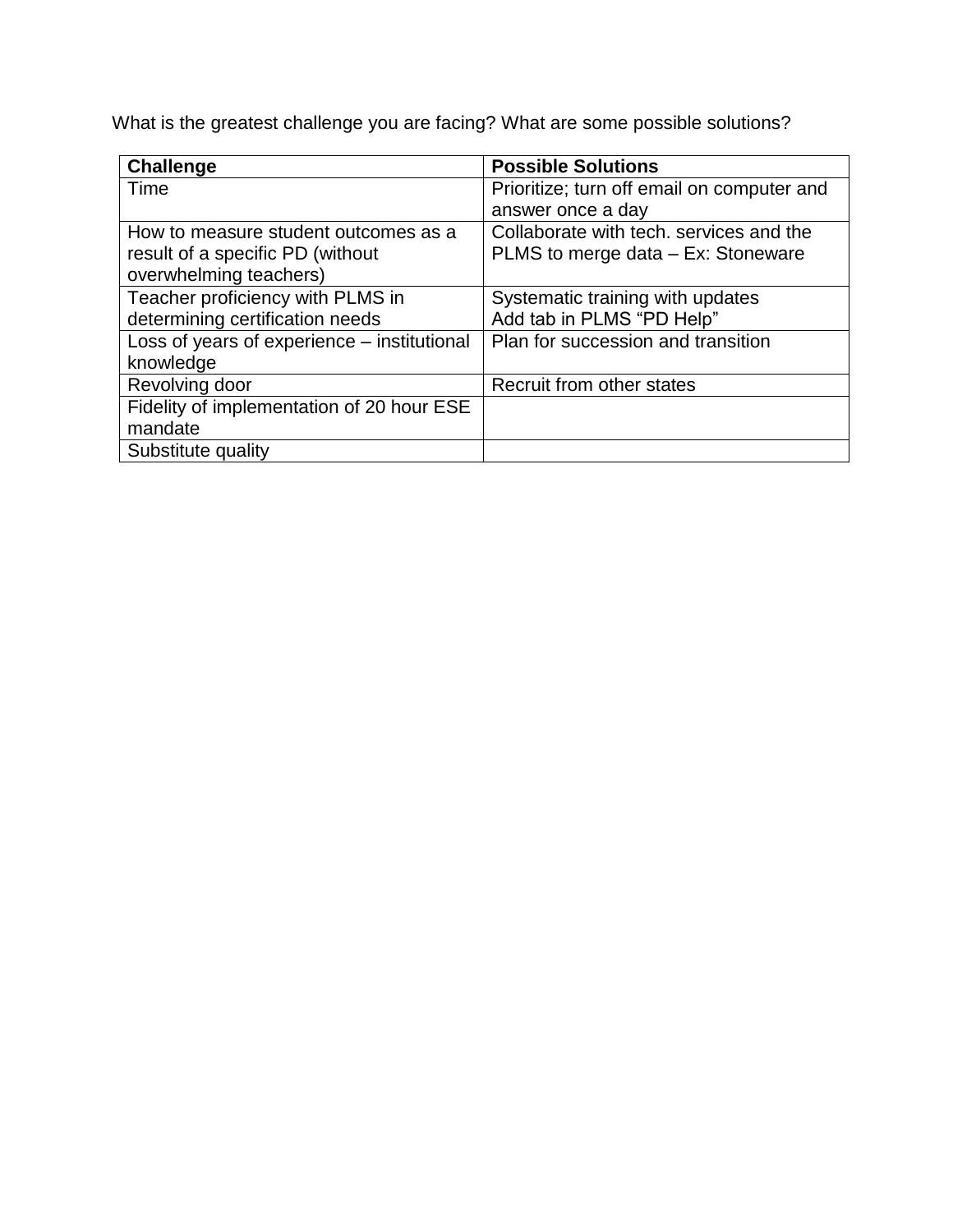What is the greatest challenge you are facing? What are some possible solutions?

| **Challenge** | **Possible Solutions** |
| --- | --- |
| Time | Prioritize; turn off email on computer and answer once a day |
| How to measure student outcomes as a result of a specific PD (without overwhelming teachers) | Collaborate with tech. services and the PLMS to merge data – Ex: Stoneware |
| Teacher proficiency with PLMS in determining certification needs | Systematic training with updates<br>Add tab in PLMS "PD Help" |
| Loss of years of experience – institutional knowledge | Plan for succession and transition |
| Revolving door | Recruit from other states |
| Fidelity of implementation of 20 hour ESE mandate | |
| Substitute quality | |